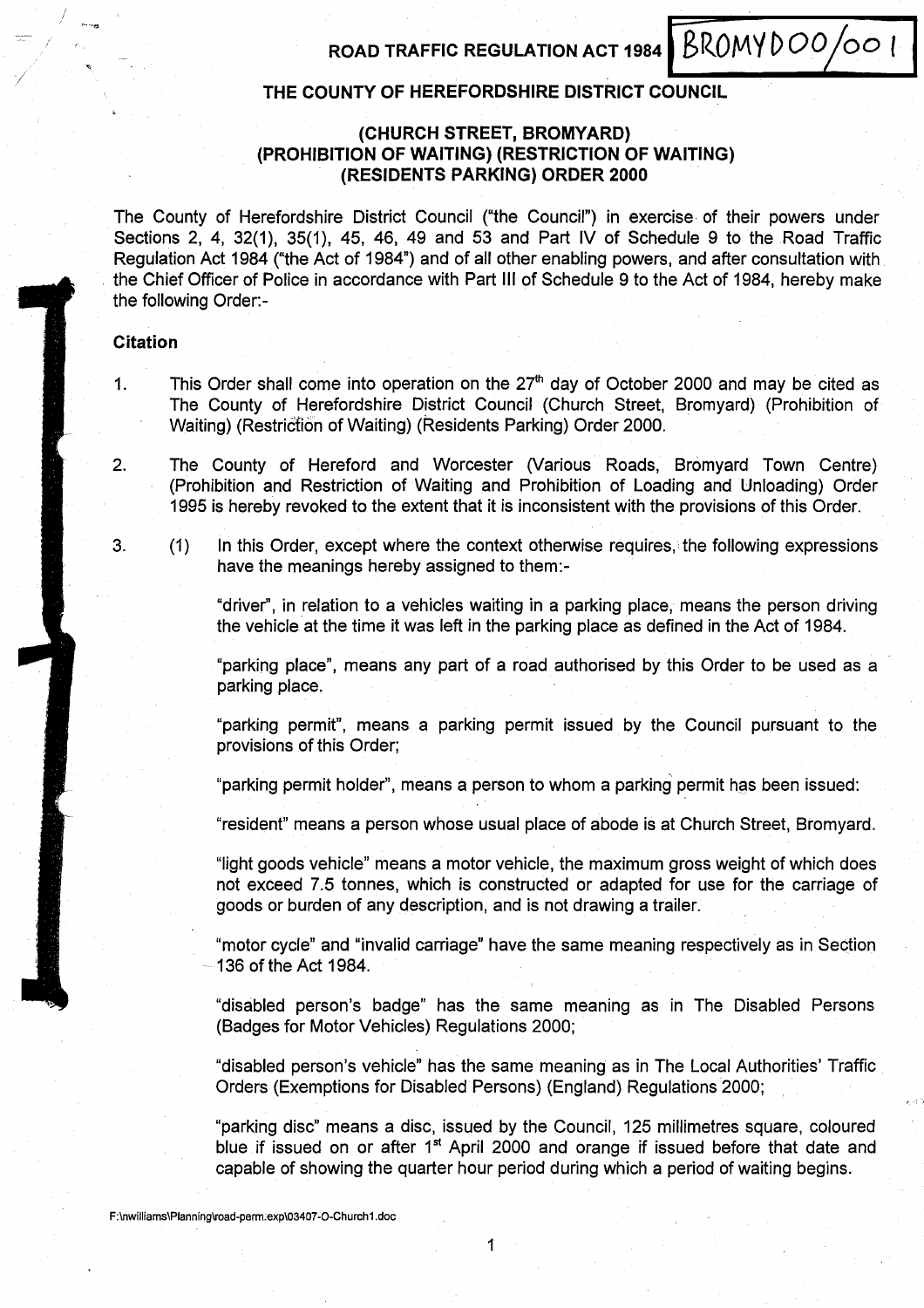ROAD TRAFFIC REGULATION ACT 1984 BROMYD00/001

# THE COUNTY OF HEREFORDSHIRE DISTRICT COUNCIL

## (CHURCH STREET, BROMYARD) (PROHIBITION OF WAITING) (RESTRICTION OF WAITING) (RESIDENTS PARKING) ORDER 2000

The County of Herefordshire District Council ("the Council") in exercise of their powers under Sections 2, 4, 32(1), 35(1), 45, 46, 49 and 53 and Part IV of Schedule 9 to the Road Traffic Regulation Act 1984 ("the Act of 1984") and of all other enabling powers, and after consultation with the Chief Officer of Police in accordance with Part III of Schedule 9 to the Act of 1984, hereby make the following Order:-

### Citation

1. This Order shall come into operation on the 27th day of October 2000 and may be cited as The County of Herefordshire District Council (Church Street, Bromyard) (Prohibition of Waiting) (Restriction of Waiting) (Residents Parking) Order 2000.

2. The County of Hereford and Worcester (Various Roads, Bromyard Town Centre) (Prohibition and Restriction of Waiting and Prohibition of Loading and Unloading) Order 1995 is hereby revoked to the extent that it is inconsistent with the provisions of this Order.

3. (1) In this Order, except where the context otherwise requires, the following expressions have the meanings hereby assigned to them:-

"driver", in relation to a vehicles waiting in a parking place, means the person driving the vehicle at the time it was left in the parking place as defined in the Act of 1984.

"parking place", means any part of a road authorised by this Order to be used as a parking place.

"parking permit", means a parking permit issued by the Council pursuant to the provisions of this Order;

"parking permit holder", means a person to whom a parking permit has been issued:

"resident" means a person whose usual place of abode is at Church Street, Bromyard.

"light goods vehicle" means a motor vehicle, the maximum gross weight of which does not exceed 7.5 tonnes, which is constructed or adapted for use for the carriage of goods or burden of any description, and is not drawing a trailer.

"motor cycle" and "invalid carriage" have the same meaning respectively as in Section 136 of the Act 1984.

"disabled person's badge" has the same meaning as in The Disabled Persons (Badges for Motor Vehicles) Regulations 2000;

"disabled person's vehicle" has the same meaning as in The Local Authorities' Traffic Orders (Exemptions for Disabled Persons) (England) Regulations 2000;

"parking disc" means a disc, issued by the Council, 125 millimetres square, coloured blue if issued on or after 1st April 2000 and orange if issued before that date and capable of showing the quarter hour period during which a period of waiting begins.

F:\nwilliams\Planning\road-perm.exp\03407-O-Church1.doc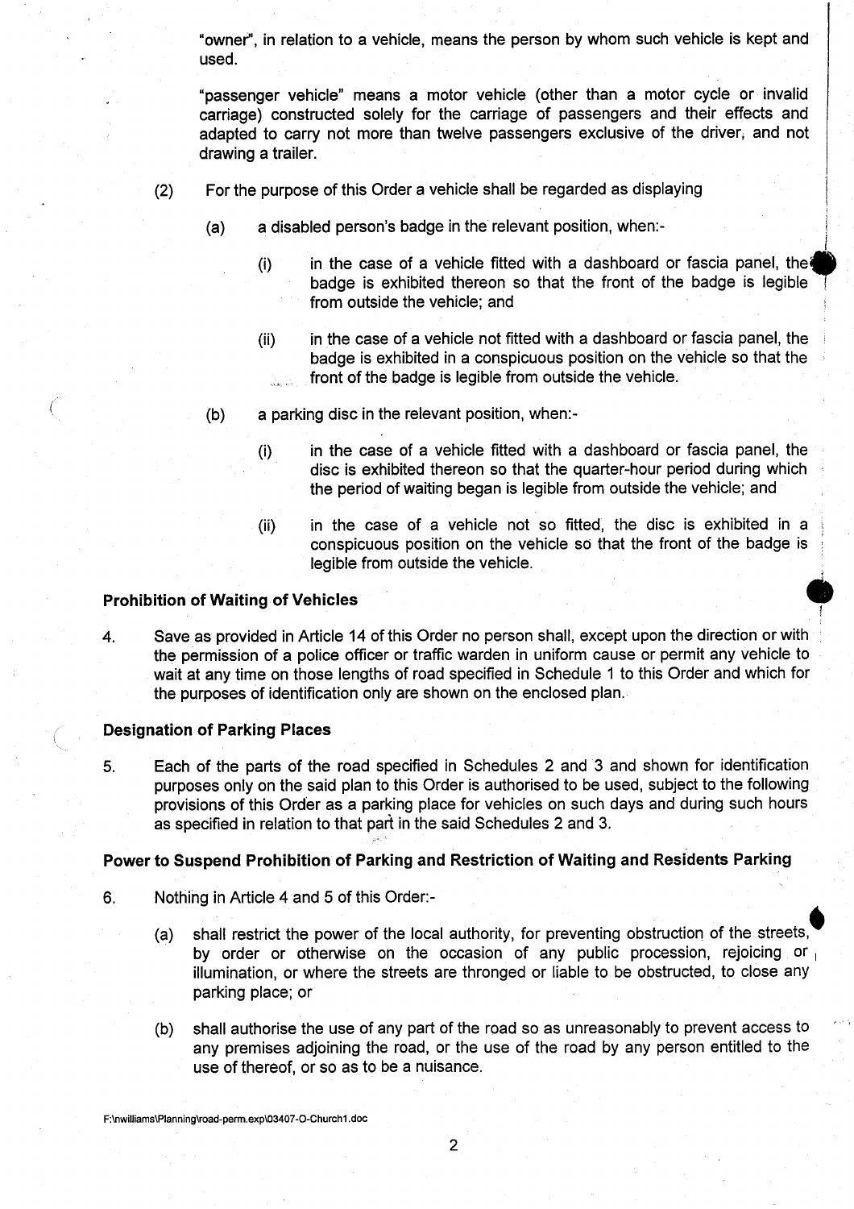"owner", in relation to a vehicle, means the person by whom such vehicle is kept and used.

"passenger vehicle" means a motor vehicle (other than a motor cycle or invalid carriage) constructed solely for the carriage of passengers and their effects and adapted to carry not more than twelve passengers exclusive of the driver, and not drawing a trailer.

(2) For the purpose of this Order a vehicle shall be regarded as displaying

(a) a disabled person's badge in the relevant position, when:-

(i) in the case of a vehicle fitted with a dashboard or fascia panel, the badge is exhibited thereon so that the front of the badge is legible from outside the vehicle; and

(ii) in the case of a vehicle not fitted with a dashboard or fascia panel, the badge is exhibited in a conspicuous position on the vehicle so that the front of the badge is legible from outside the vehicle.

(b) a parking disc in the relevant position, when:-

(i) in the case of a vehicle fitted with a dashboard or fascia panel, the disc is exhibited thereon so that the quarter-hour period during which the period of waiting began is legible from outside the vehicle; and

(ii) in the case of a vehicle not so fitted, the disc is exhibited in a conspicuous position on the vehicle so that the front of the badge is legible from outside the vehicle.

**Prohibition of Waiting of Vehicles**

4. Save as provided in Article 14 of this Order no person shall, except upon the direction or with the permission of a police officer or traffic warden in uniform cause or permit any vehicle to wait at any time on those lengths of road specified in Schedule 1 to this Order and which for the purposes of identification only are shown on the enclosed plan.

**Designation of Parking Places**

5. Each of the parts of the road specified in Schedules 2 and 3 and shown for identification purposes only on the said plan to this Order is authorised to be used, subject to the following provisions of this Order as a parking place for vehicles on such days and during such hours as specified in relation to that part in the said Schedules 2 and 3.

**Power to Suspend Prohibition of Parking and Restriction of Waiting and Residents Parking**

6. Nothing in Article 4 and 5 of this Order:-

(a) shall restrict the power of the local authority, for preventing obstruction of the streets, by order or otherwise on the occasion of any public procession, rejoicing or illumination, or where the streets are thronged or liable to be obstructed, to close any parking place; or

(b) shall authorise the use of any part of the road so as unreasonably to prevent access to any premises adjoining the road, or the use of the road by any person entitled to the use of thereof, or so as to be a nuisance.

F:\nwilliams\Planning\road-perm.exp\03407-O-Church1.doc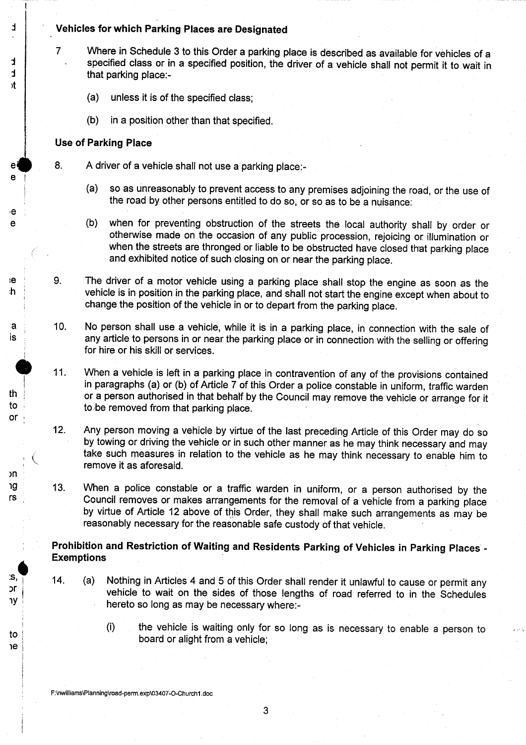**Vehicles for which Parking Places are Designated**

7 Where in Schedule 3 to this Order a parking place is described as available for vehicles of a specified class or in a specified position, the driver of a vehicle shall not permit it to wait in that parking place:-

(a) unless it is of the specified class;

(b) in a position other than that specified.

**Use of Parking Place**

8. A driver of a vehicle shall not use a parking place:-

(a) so as unreasonably to prevent access to any premises adjoining the road, or the use of the road by other persons entitled to do so, or so as to be a nuisance:

(b) when for preventing obstruction of the streets the local authority shall by order or otherwise made on the occasion of any public procession, rejoicing or illumination or when the streets are thronged or liable to be obstructed have closed that parking place and exhibited notice of such closing on or near the parking place.

9. The driver of a motor vehicle using a parking place shall stop the engine as soon as the vehicle is in position in the parking place, and shall not start the engine except when about to change the position of the vehicle in or to depart from the parking place.

10. No person shall use a vehicle, while it is in a parking place, in connection with the sale of any article to persons in or near the parking place or in connection with the selling or offering for hire or his skill or services.

11. When a vehicle is left in a parking place in contravention of any of the provisions contained in paragraphs (a) or (b) of Article 7 of this Order a police constable in uniform, traffic warden or a person authorised in that behalf by the Council may remove the vehicle or arrange for it to be removed from that parking place.

12. Any person moving a vehicle by virtue of the last preceding Article of this Order may do so by towing or driving the vehicle or in such other manner as he may think necessary and may take such measures in relation to the vehicle as he may think necessary to enable him to remove it as aforesaid.

13. When a police constable or a traffic warden in uniform, or a person authorised by the Council removes or makes arrangements for the removal of a vehicle from a parking place by virtue of Article 12 above of this Order, they shall make such arrangements as may be reasonably necessary for the reasonable safe custody of that vehicle.

**Prohibition and Restriction of Waiting and Residents Parking of Vehicles in Parking Places - Exemptions**

14. (a) Nothing in Articles 4 and 5 of this Order shall render it unlawful to cause or permit any vehicle to wait on the sides of those lengths of road referred to in the Schedules hereto so long as may be necessary where:-

(i) the vehicle is waiting only for so long as is necessary to enable a person to board or alight from a vehicle;

F:\nwilliams\Planning\road-perm.exp\03407-O-Church1.doc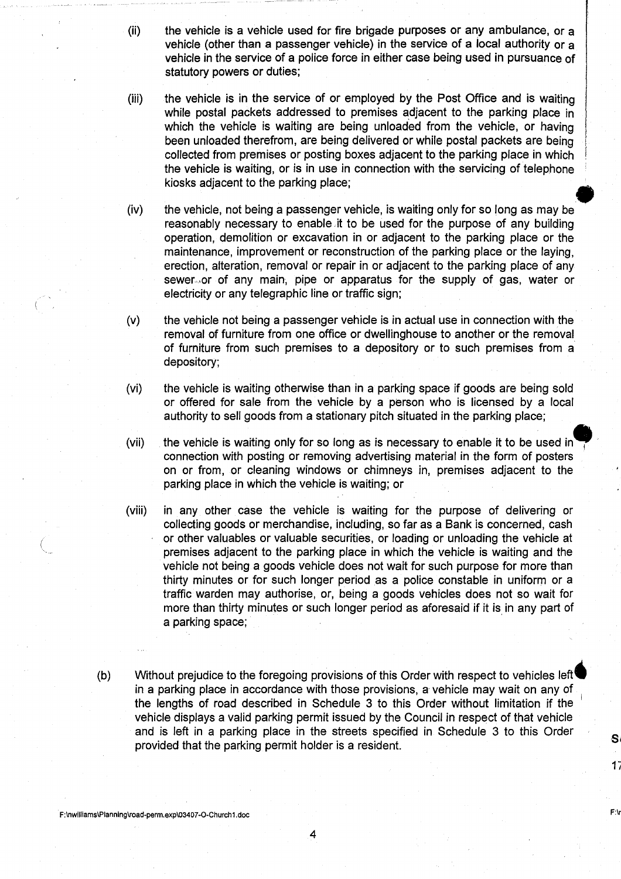(ii) the vehicle is a vehicle used for fire brigade purposes or any ambulance, or a vehicle (other than a passenger vehicle) in the service of a local authority or a vehicle in the service of a police force in either case being used in pursuance of statutory powers or duties;

(iii) the vehicle is in the service of or employed by the Post Office and is waiting while postal packets addressed to premises adjacent to the parking place in which the vehicle is waiting are being unloaded from the vehicle, or having been unloaded therefrom, are being delivered or while postal packets are being collected from premises or posting boxes adjacent to the parking place in which the vehicle is waiting, or is in use in connection with the servicing of telephone kiosks adjacent to the parking place;

(iv) the vehicle, not being a passenger vehicle, is waiting only for so long as may be reasonably necessary to enable it to be used for the purpose of any building operation, demolition or excavation in or adjacent to the parking place or the maintenance, improvement or reconstruction of the parking place or the laying, erection, alteration, removal or repair in or adjacent to the parking place of any sewer or of any main, pipe or apparatus for the supply of gas, water or electricity or any telegraphic line or traffic sign;

(v) the vehicle not being a passenger vehicle is in actual use in connection with the removal of furniture from one office or dwellinghouse to another or the removal of furniture from such premises to a depository or to such premises from a depository;

(vi) the vehicle is waiting otherwise than in a parking space if goods are being sold or offered for sale from the vehicle by a person who is licensed by a local authority to sell goods from a stationary pitch situated in the parking place;

(vii) the vehicle is waiting only for so long as is necessary to enable it to be used in connection with posting or removing advertising material in the form of posters on or from, or cleaning windows or chimneys in, premises adjacent to the parking place in which the vehicle is waiting; or

(viii) in any other case the vehicle is waiting for the purpose of delivering or collecting goods or merchandise, including, so far as a Bank is concerned, cash or other valuables or valuable securities, or loading or unloading the vehicle at premises adjacent to the parking place in which the vehicle is waiting and the vehicle not being a goods vehicle does not wait for such purpose for more than thirty minutes or for such longer period as a police constable in uniform or a traffic warden may authorise, or, being a goods vehicles does not so wait for more than thirty minutes or such longer period as aforesaid if it is in any part of a parking space;

(b) Without prejudice to the foregoing provisions of this Order with respect to vehicles left in a parking place in accordance with those provisions, a vehicle may wait on any of the lengths of road described in Schedule 3 to this Order without limitation if the vehicle displays a valid parking permit issued by the Council in respect of that vehicle and is left in a parking place in the streets specified in Schedule 3 to this Order provided that the parking permit holder is a resident.

F:\nwilliams\Planning\road-perm.exp\03407-O-Church1.doc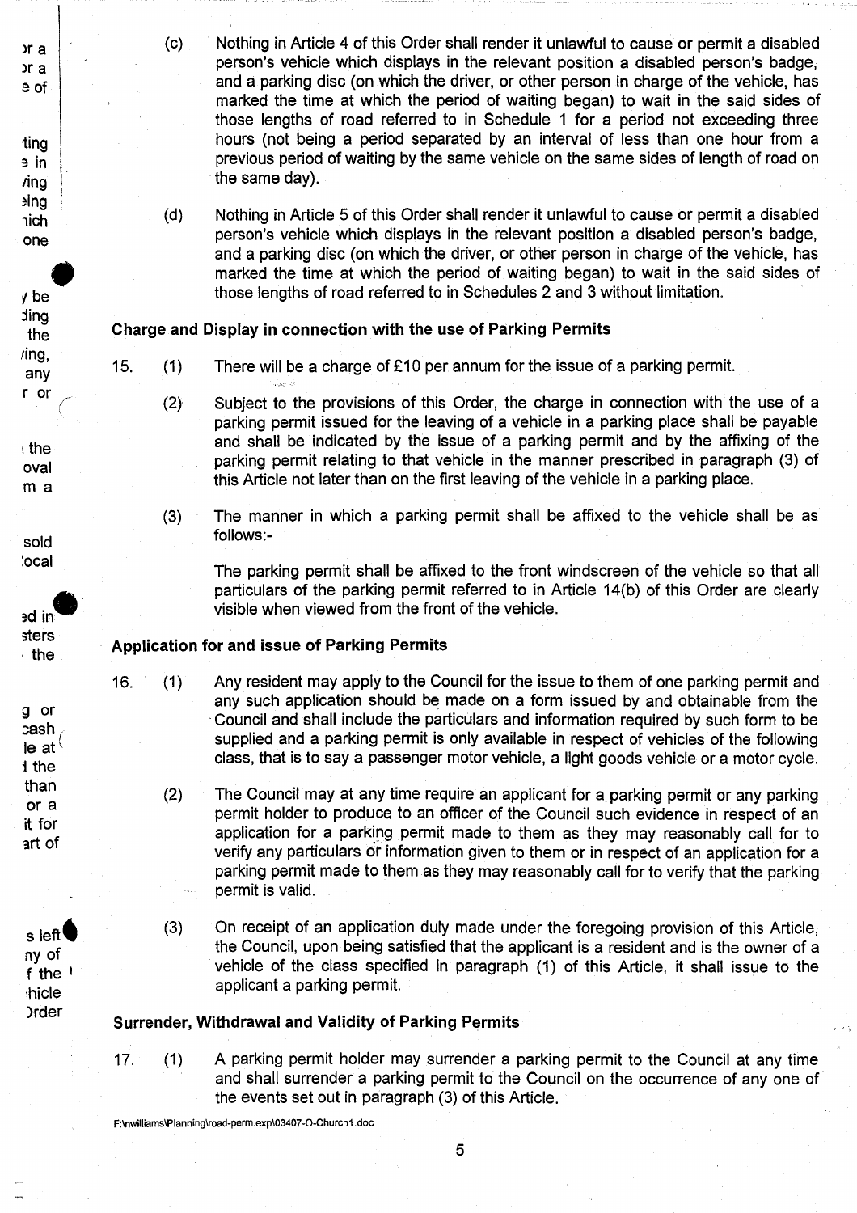(c) Nothing in Article 4 of this Order shall render it unlawful to cause or permit a disabled person's vehicle which displays in the relevant position a disabled person's badge, and a parking disc (on which the driver, or other person in charge of the vehicle, has marked the time at which the period of waiting began) to wait in the said sides of those lengths of road referred to in Schedule 1 for a period not exceeding three hours (not being a period separated by an interval of less than one hour from a previous period of waiting by the same vehicle on the same sides of length of road on the same day).

(d) Nothing in Article 5 of this Order shall render it unlawful to cause or permit a disabled person's vehicle which displays in the relevant position a disabled person's badge, and a parking disc (on which the driver, or other person in charge of the vehicle, has marked the time at which the period of waiting began) to wait in the said sides of those lengths of road referred to in Schedules 2 and 3 without limitation.

**Charge and Display in connection with the use of Parking Permits**

15. (1) There will be a charge of £10 per annum for the issue of a parking permit.

(2) Subject to the provisions of this Order, the charge in connection with the use of a parking permit issued for the leaving of a vehicle in a parking place shall be payable and shall be indicated by the issue of a parking permit and by the affixing of the parking permit relating to that vehicle in the manner prescribed in paragraph (3) of this Article not later than on the first leaving of the vehicle in a parking place.

(3) The manner in which a parking permit shall be affixed to the vehicle shall be as follows:-

The parking permit shall be affixed to the front windscreen of the vehicle so that all particulars of the parking permit referred to in Article 14(b) of this Order are clearly visible when viewed from the front of the vehicle.

**Application for and issue of Parking Permits**

16. (1) Any resident may apply to the Council for the issue to them of one parking permit and any such application should be made on a form issued by and obtainable from the Council and shall include the particulars and information required by such form to be supplied and a parking permit is only available in respect of vehicles of the following class, that is to say a passenger motor vehicle, a light goods vehicle or a motor cycle.

(2) The Council may at any time require an applicant for a parking permit or any parking permit holder to produce to an officer of the Council such evidence in respect of an application for a parking permit made to them as they may reasonably call for to verify any particulars or information given to them or in respect of an application for a parking permit made to them as they may reasonably call for to verify that the parking permit is valid.

(3) On receipt of an application duly made under the foregoing provision of this Article, the Council, upon being satisfied that the applicant is a resident and is the owner of a vehicle of the class specified in paragraph (1) of this Article, it shall issue to the applicant a parking permit.

**Surrender, Withdrawal and Validity of Parking Permits**

17. (1) A parking permit holder may surrender a parking permit to the Council at any time and shall surrender a parking permit to the Council on the occurrence of any one of the events set out in paragraph (3) of this Article.

F:\nwilliams\Planning\road-perm.exp\03407-O-Church1.doc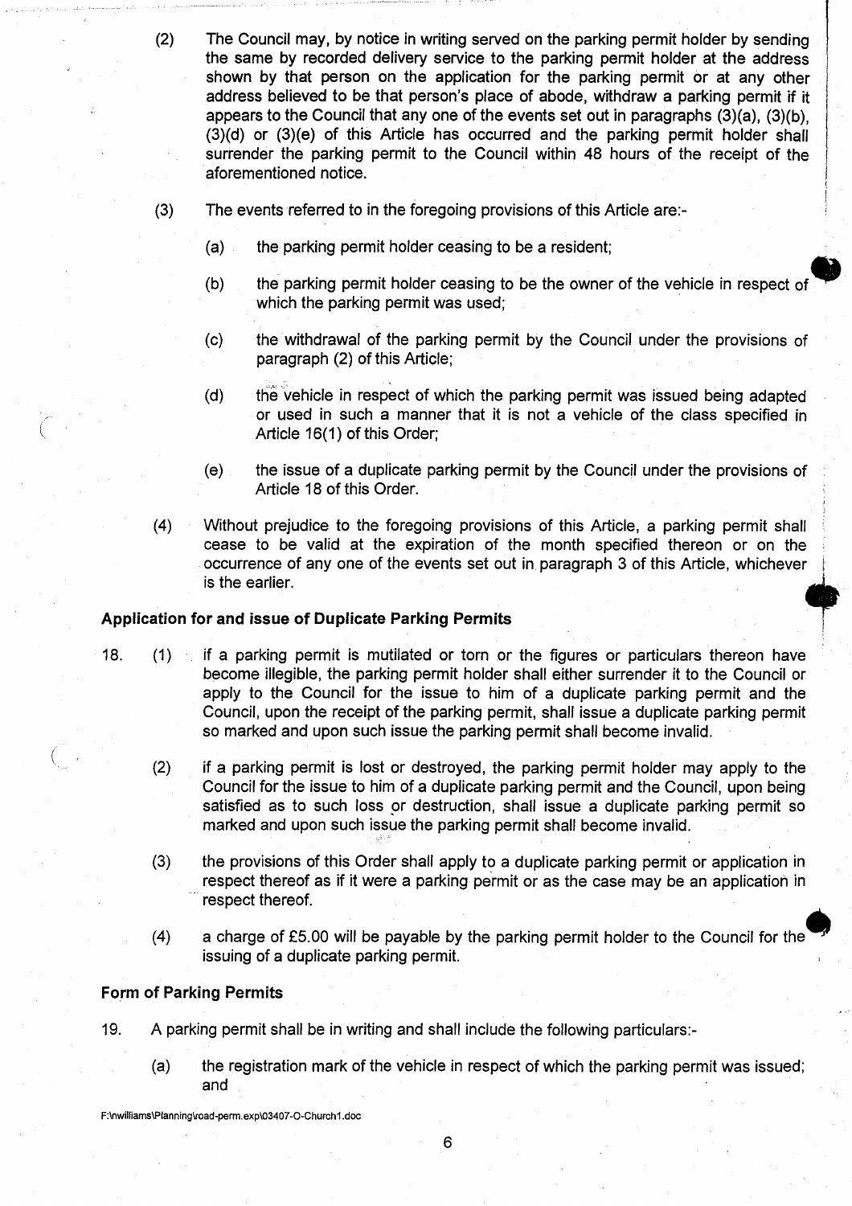(2) The Council may, by notice in writing served on the parking permit holder by sending the same by recorded delivery service to the parking permit holder at the address shown by that person on the application for the parking permit or at any other address believed to be that person's place of abode, withdraw a parking permit if it appears to the Council that any one of the events set out in paragraphs (3)(a), (3)(b), (3)(d) or (3)(e) of this Article has occurred and the parking permit holder shall surrender the parking permit to the Council within 48 hours of the receipt of the aforementioned notice.

(3) The events referred to in the foregoing provisions of this Article are:-

  (a) the parking permit holder ceasing to be a resident;

  (b) the parking permit holder ceasing to be the owner of the vehicle in respect of which the parking permit was used;

  (c) the withdrawal of the parking permit by the Council under the provisions of paragraph (2) of this Article;

  (d) the vehicle in respect of which the parking permit was issued being adapted or used in such a manner that it is not a vehicle of the class specified in Article 16(1) of this Order;

  (e) the issue of a duplicate parking permit by the Council under the provisions of Article 18 of this Order.

(4) Without prejudice to the foregoing provisions of this Article, a parking permit shall cease to be valid at the expiration of the month specified thereon or on the occurrence of any one of the events set out in paragraph 3 of this Article, whichever is the earlier.

**Application for and issue of Duplicate Parking Permits**

18. (1) if a parking permit is mutilated or torn or the figures or particulars thereon have become illegible, the parking permit holder shall either surrender it to the Council or apply to the Council for the issue to him of a duplicate parking permit and the Council, upon the receipt of the parking permit, shall issue a duplicate parking permit so marked and upon such issue the parking permit shall become invalid.

(2) if a parking permit is lost or destroyed, the parking permit holder may apply to the Council for the issue to him of a duplicate parking permit and the Council, upon being satisfied as to such loss or destruction, shall issue a duplicate parking permit so marked and upon such issue the parking permit shall become invalid.

(3) the provisions of this Order shall apply to a duplicate parking permit or application in respect thereof as if it were a parking permit or as the case may be an application in respect thereof.

(4) a charge of £5.00 will be payable by the parking permit holder to the Council for the issuing of a duplicate parking permit.

**Form of Parking Permits**

19. A parking permit shall be in writing and shall include the following particulars:-

  (a) the registration mark of the vehicle in respect of which the parking permit was issued; and

F:\nwilliams\Planning\road-perm.exp\03407-O-Church1.doc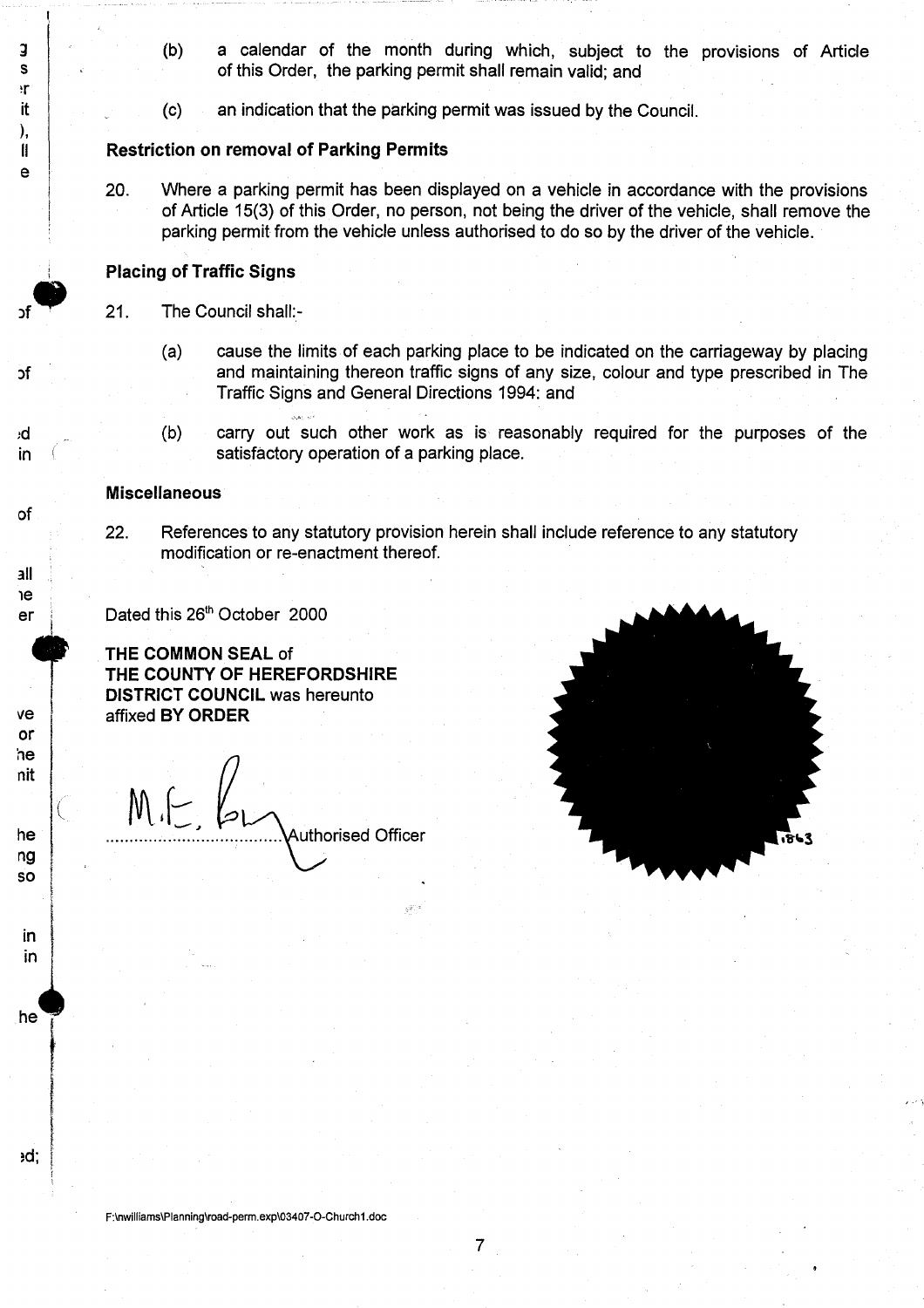(b) a calendar of the month during which, subject to the provisions of Article of this Order, the parking permit shall remain valid; and

(c) an indication that the parking permit was issued by the Council.

**Restriction on removal of Parking Permits**

20. Where a parking permit has been displayed on a vehicle in accordance with the provisions of Article 15(3) of this Order, no person, not being the driver of the vehicle, shall remove the parking permit from the vehicle unless authorised to do so by the driver of the vehicle.

**Placing of Traffic Signs**

21. The Council shall:-

(a) cause the limits of each parking place to be indicated on the carriageway by placing and maintaining thereon traffic signs of any size, colour and type prescribed in The Traffic Signs and General Directions 1994: and

(b) carry out such other work as is reasonably required for the purposes of the satisfactory operation of a parking place.

**Miscellaneous**

22. References to any statutory provision herein shall include reference to any statutory modification or re-enactment thereof.

Dated this 26th October 2000

**THE COMMON SEAL** of
**THE COUNTY OF HEREFORDSHIRE DISTRICT COUNCIL** was hereunto affixed **BY ORDER**

M.E. B........................Authorised Officer

1863

F:\nwilliams\Planning\road-perm.exp\03407-O-Church1.doc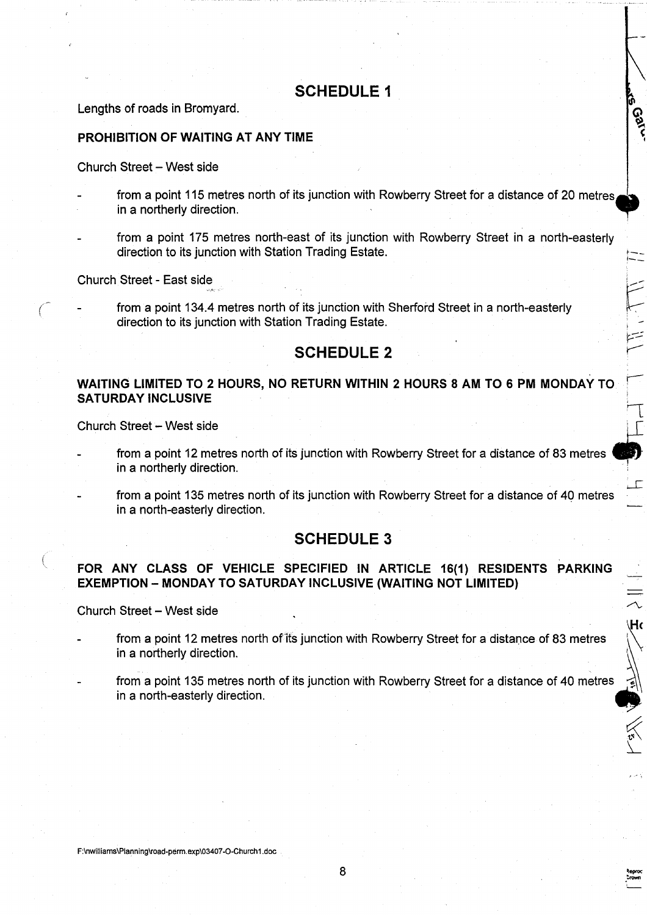## SCHEDULE 1

Lengths of roads in Bromyard.

**PROHIBITION OF WAITING AT ANY TIME**

Church Street – West side

- from a point 115 metres north of its junction with Rowberry Street for a distance of 20 metres in a northerly direction.
- from a point 175 metres north-east of its junction with Rowberry Street in a north-easterly direction to its junction with Station Trading Estate.

Church Street - East side

- from a point 134.4 metres north of its junction with Sherford Street in a north-easterly direction to its junction with Station Trading Estate.

## SCHEDULE 2

**WAITING LIMITED TO 2 HOURS, NO RETURN WITHIN 2 HOURS 8 AM TO 6 PM MONDAY TO SATURDAY INCLUSIVE**

Church Street – West side

- from a point 12 metres north of its junction with Rowberry Street for a distance of 83 metres in a northerly direction.
- from a point 135 metres north of its junction with Rowberry Street for a distance of 40 metres in a north-easterly direction.

## SCHEDULE 3

**FOR ANY CLASS OF VEHICLE SPECIFIED IN ARTICLE 16(1) RESIDENTS PARKING EXEMPTION – MONDAY TO SATURDAY INCLUSIVE (WAITING NOT LIMITED)**

Church Street – West side

- from a point 12 metres north of its junction with Rowberry Street for a distance of 83 metres in a northerly direction.
- from a point 135 metres north of its junction with Rowberry Street for a distance of 40 metres in a north-easterly direction.

F:\nwilliams\Planning\road-perm.exp\03407-O-Church1.doc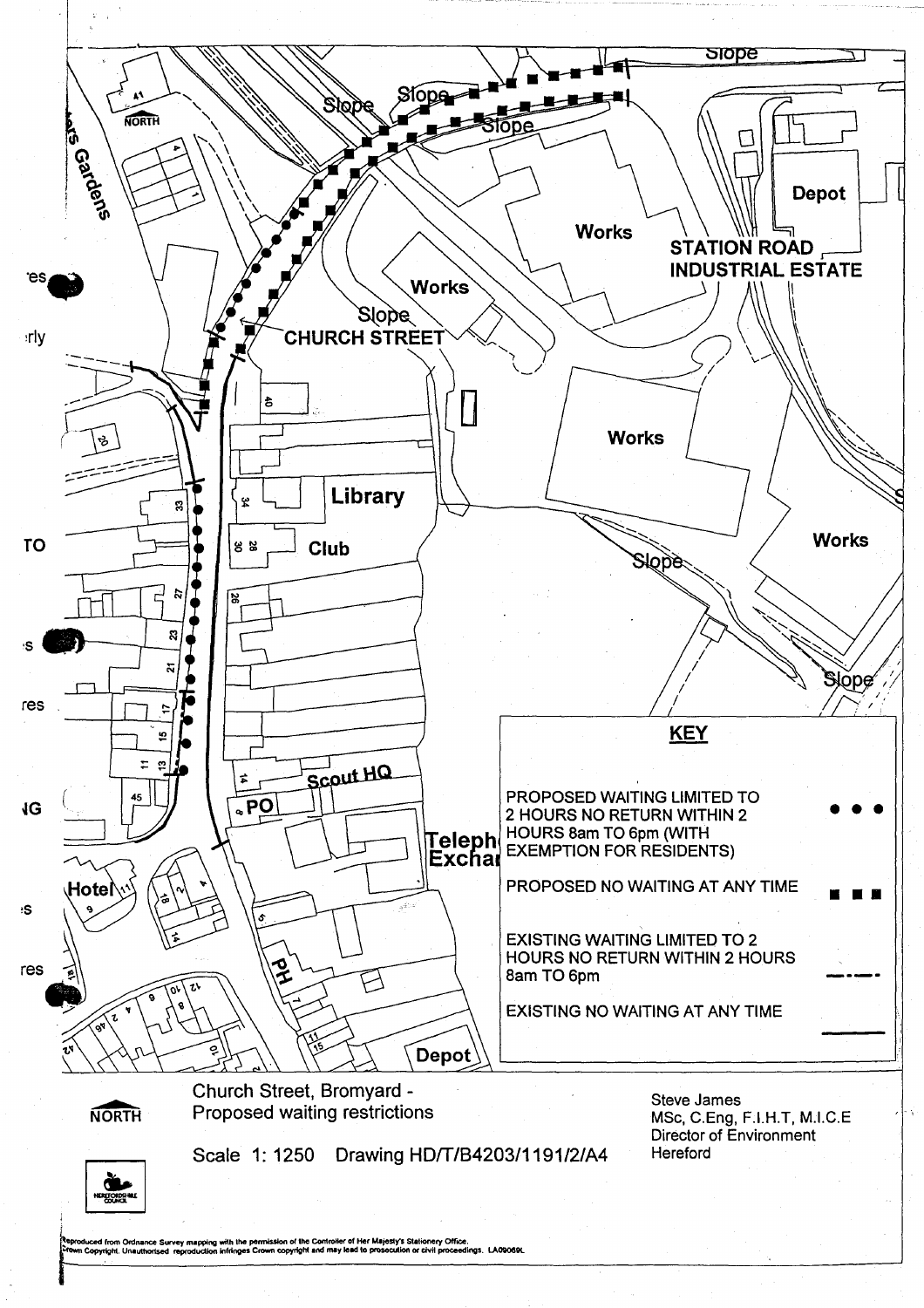STATION ROAD INDUSTRIAL ESTATE

CHURCH STREET

**KEY**

PROPOSED WAITING LIMITED TO 2 HOURS NO RETURN WITHIN 2 HOURS 8am TO 6pm (WITH EXEMPTION FOR RESIDENTS)

PROPOSED NO WAITING AT ANY TIME

EXISTING WAITING LIMITED TO 2 HOURS NO RETURN WITHIN 2 HOURS 8am TO 6pm

EXISTING NO WAITING AT ANY TIME

Church Street, Bromyard - Proposed waiting restrictions

Scale 1: 1250 Drawing HD/T/B4203/1191/2/A4

Steve James
MSc, C.Eng, F.I.H.T, M.I.C.E
Director of Environment
Hereford

Reproduced from Ordnance Survey mapping with the permission of the Controller of Her Majesty's Stationery Office. Crown Copyright. Unauthorised reproduction infringes Crown copyright and may lead to prosecution or civil proceedings. LA09069L